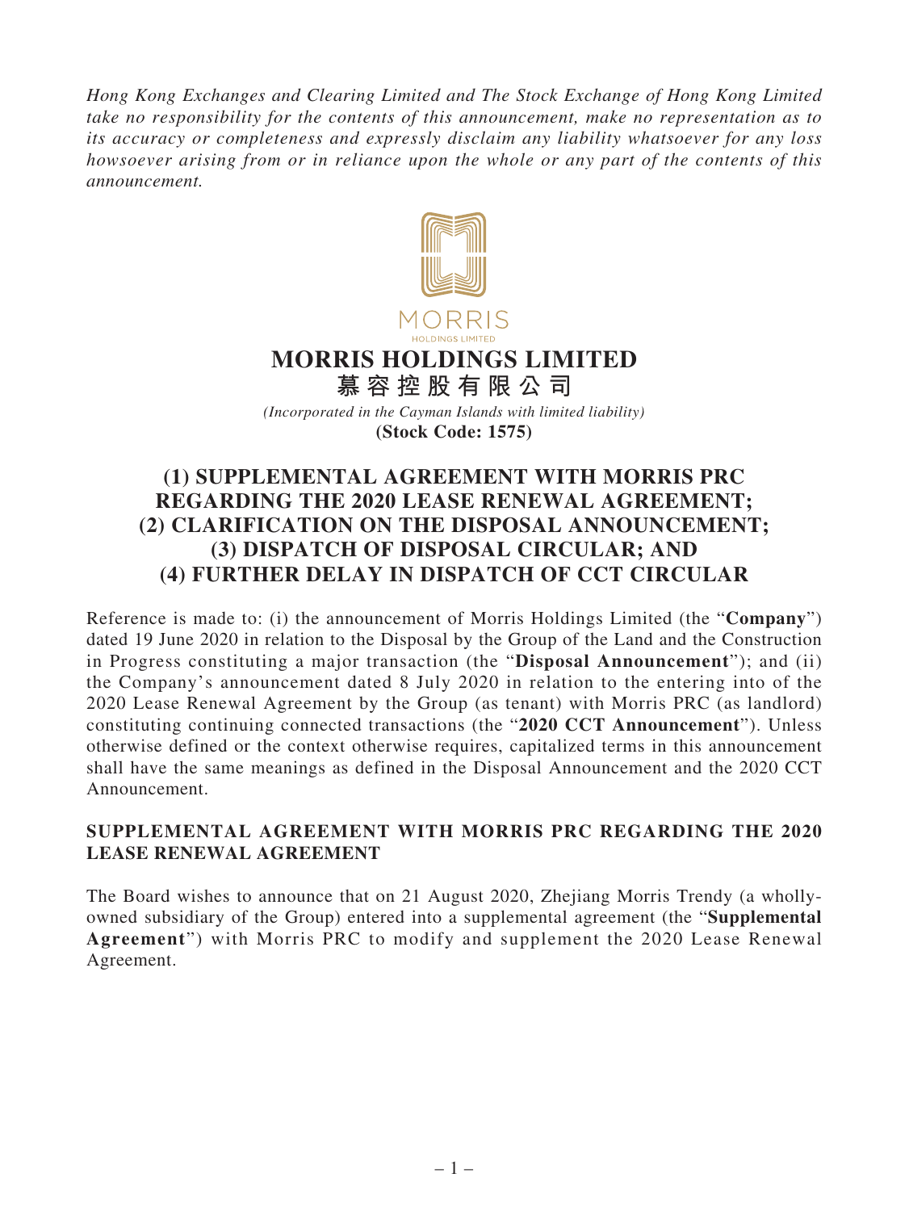*Hong Kong Exchanges and Clearing Limited and The Stock Exchange of Hong Kong Limited take no responsibility for the contents of this announcement, make no representation as to its accuracy or completeness and expressly disclaim any liability whatsoever for any loss howsoever arising from or in reliance upon the whole or any part of the contents of this announcement.*

MORRIS
HOLDINGS LIMITED

# MORRIS HOLDINGS LIMITED
# 慕容控股有限公司

*(Incorporated in the Cayman Islands with limited liability)*
**(Stock Code: 1575)**

# (1) SUPPLEMENTAL AGREEMENT WITH MORRIS PRC REGARDING THE 2020 LEASE RENEWAL AGREEMENT; (2) CLARIFICATION ON THE DISPOSAL ANNOUNCEMENT; (3) DISPATCH OF DISPOSAL CIRCULAR; AND (4) FURTHER DELAY IN DISPATCH OF CCT CIRCULAR

Reference is made to: (i) the announcement of Morris Holdings Limited (the "**Company**") dated 19 June 2020 in relation to the Disposal by the Group of the Land and the Construction in Progress constituting a major transaction (the "**Disposal Announcement**"); and (ii) the Company's announcement dated 8 July 2020 in relation to the entering into of the 2020 Lease Renewal Agreement by the Group (as tenant) with Morris PRC (as landlord) constituting continuing connected transactions (the "**2020 CCT Announcement**"). Unless otherwise defined or the context otherwise requires, capitalized terms in this announcement shall have the same meanings as defined in the Disposal Announcement and the 2020 CCT Announcement.

## SUPPLEMENTAL AGREEMENT WITH MORRIS PRC REGARDING THE 2020 LEASE RENEWAL AGREEMENT

The Board wishes to announce that on 21 August 2020, Zhejiang Morris Trendy (a wholly-owned subsidiary of the Group) entered into a supplemental agreement (the "**Supplemental Agreement**") with Morris PRC to modify and supplement the 2020 Lease Renewal Agreement.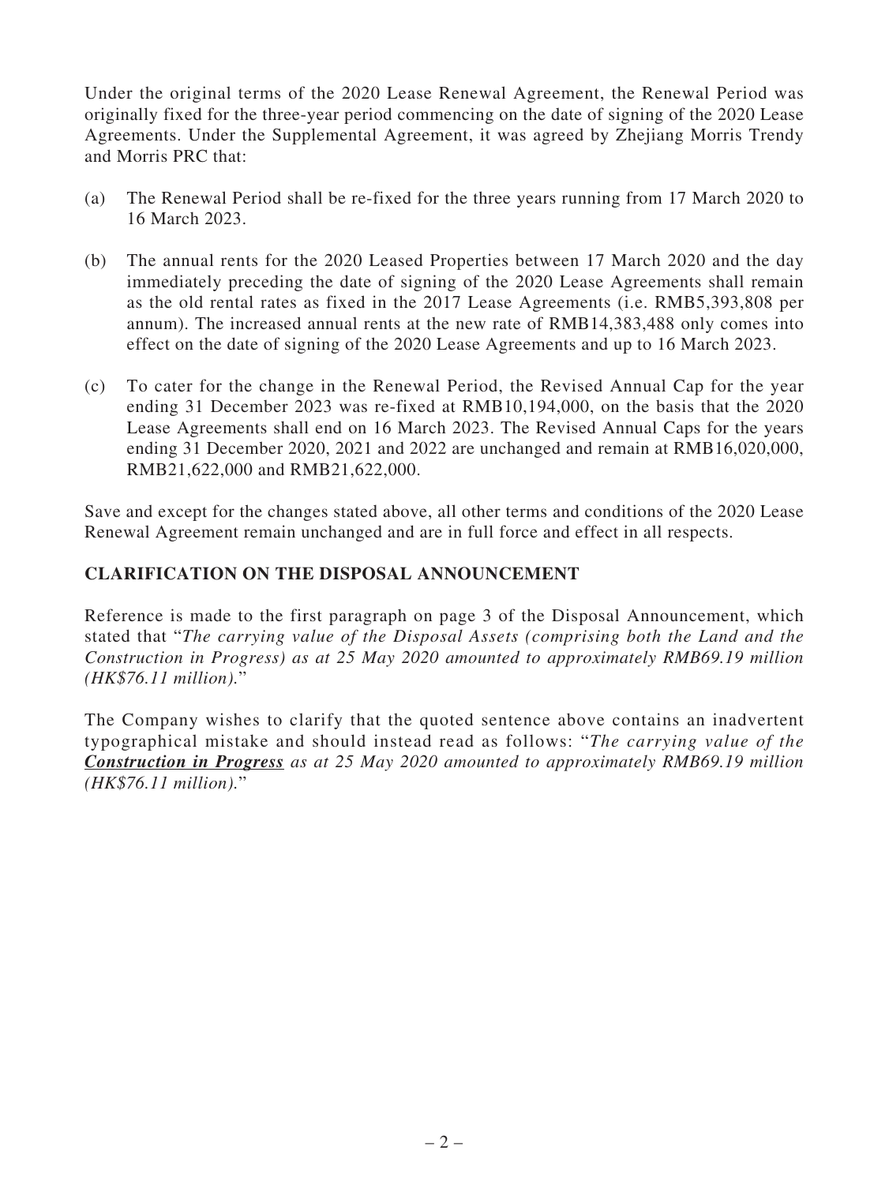Under the original terms of the 2020 Lease Renewal Agreement, the Renewal Period was originally fixed for the three-year period commencing on the date of signing of the 2020 Lease Agreements. Under the Supplemental Agreement, it was agreed by Zhejiang Morris Trendy and Morris PRC that:

(a) The Renewal Period shall be re-fixed for the three years running from 17 March 2020 to 16 March 2023.

(b) The annual rents for the 2020 Leased Properties between 17 March 2020 and the day immediately preceding the date of signing of the 2020 Lease Agreements shall remain as the old rental rates as fixed in the 2017 Lease Agreements (i.e. RMB5,393,808 per annum). The increased annual rents at the new rate of RMB14,383,488 only comes into effect on the date of signing of the 2020 Lease Agreements and up to 16 March 2023.

(c) To cater for the change in the Renewal Period, the Revised Annual Cap for the year ending 31 December 2023 was re-fixed at RMB10,194,000, on the basis that the 2020 Lease Agreements shall end on 16 March 2023. The Revised Annual Caps for the years ending 31 December 2020, 2021 and 2022 are unchanged and remain at RMB16,020,000, RMB21,622,000 and RMB21,622,000.

Save and except for the changes stated above, all other terms and conditions of the 2020 Lease Renewal Agreement remain unchanged and are in full force and effect in all respects.

## CLARIFICATION ON THE DISPOSAL ANNOUNCEMENT

Reference is made to the first paragraph on page 3 of the Disposal Announcement, which stated that "*The carrying value of the Disposal Assets (comprising both the Land and the Construction in Progress) as at 25 May 2020 amounted to approximately RMB69.19 million (HK$76.11 million).*"

The Company wishes to clarify that the quoted sentence above contains an inadvertent typographical mistake and should instead read as follows: "*The carrying value of the* ***Construction in Progress*** *as at 25 May 2020 amounted to approximately RMB69.19 million (HK$76.11 million).*"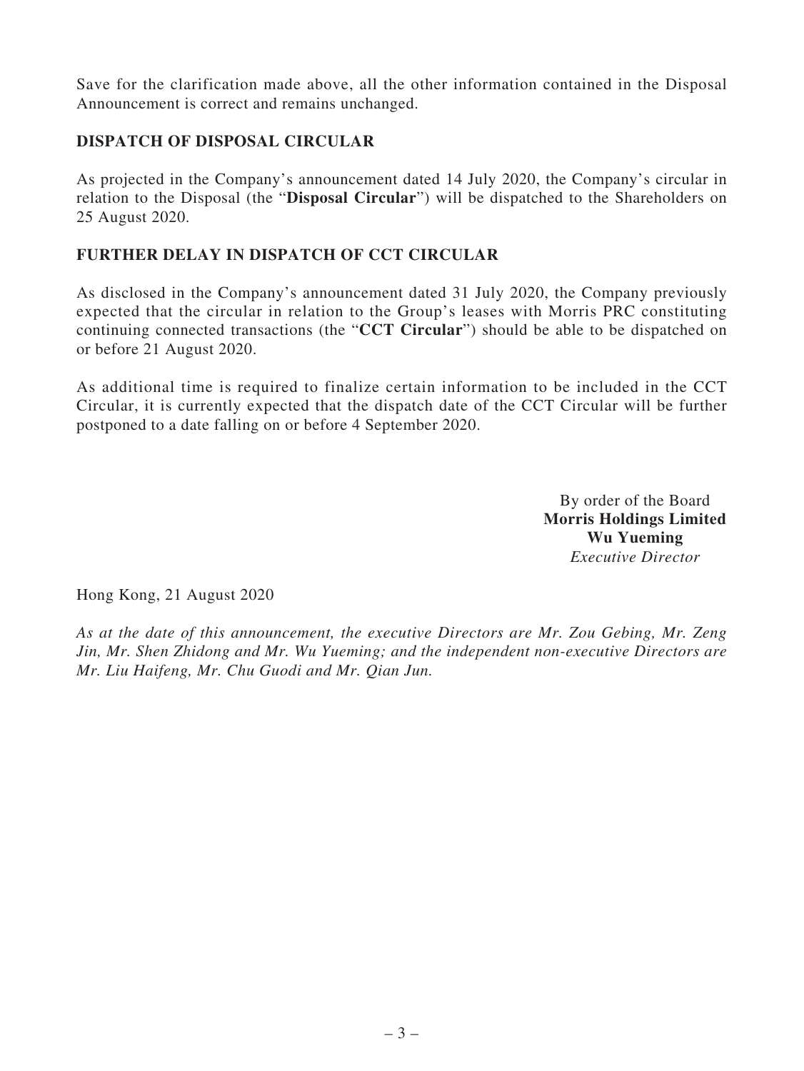Save for the clarification made above, all the other information contained in the Disposal Announcement is correct and remains unchanged.

## DISPATCH OF DISPOSAL CIRCULAR

As projected in the Company's announcement dated 14 July 2020, the Company's circular in relation to the Disposal (the "**Disposal Circular**") will be dispatched to the Shareholders on 25 August 2020.

## FURTHER DELAY IN DISPATCH OF CCT CIRCULAR

As disclosed in the Company's announcement dated 31 July 2020, the Company previously expected that the circular in relation to the Group's leases with Morris PRC constituting continuing connected transactions (the "**CCT Circular**") should be able to be dispatched on or before 21 August 2020.

As additional time is required to finalize certain information to be included in the CCT Circular, it is currently expected that the dispatch date of the CCT Circular will be further postponed to a date falling on or before 4 September 2020.

By order of the Board
**Morris Holdings Limited**
**Wu Yueming**
*Executive Director*

Hong Kong, 21 August 2020

*As at the date of this announcement, the executive Directors are Mr. Zou Gebing, Mr. Zeng Jin, Mr. Shen Zhidong and Mr. Wu Yueming; and the independent non-executive Directors are Mr. Liu Haifeng, Mr. Chu Guodi and Mr. Qian Jun.*